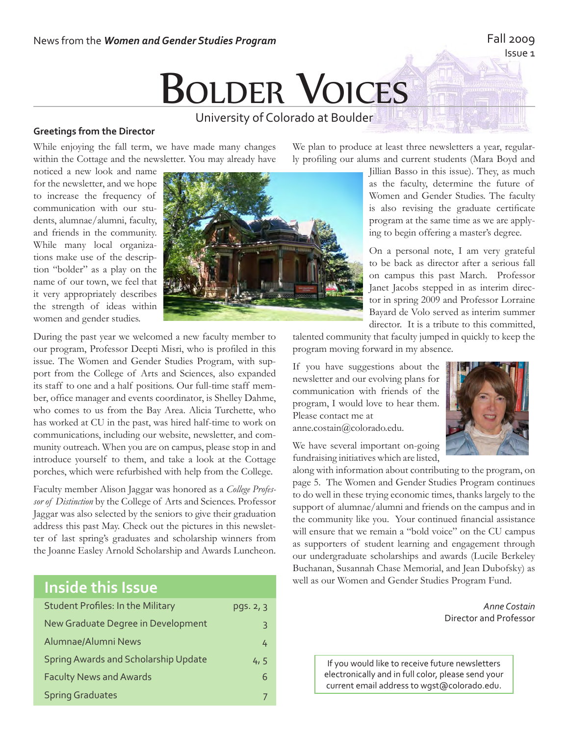News from the ***Women and Gender Studies Program***

Fall 2009
Issue 1

# Bolder Voices

University of Colorado at Boulder

### Greetings from the Director

While enjoying the fall term, we have made many changes within the Cottage and the newsletter. You may already have noticed a new look and name for the newsletter, and we hope to increase the frequency of communication with our students, alumnae/alumni, faculty, and friends in the community. While many local organizations make use of the description "bolder" as a play on the name of our town, we feel that it very appropriately describes the strength of ideas within women and gender studies.

During the past year we welcomed a new faculty member to our program, Professor Deepti Misri, who is profiled in this issue. The Women and Gender Studies Program, with support from the College of Arts and Sciences, also expanded its staff to one and a half positions. Our full-time staff member, office manager and events coordinator, is Shelley Dahme, who comes to us from the Bay Area. Alicia Turchette, who has worked at CU in the past, was hired half-time to work on communications, including our website, newsletter, and community outreach. When you are on campus, please stop in and introduce yourself to them, and take a look at the Cottage porches, which were refurbished with help from the College.

Faculty member Alison Jaggar was honored as a *College Professor of Distinction* by the College of Arts and Sciences. Professor Jaggar was also selected by the seniors to give their graduation address this past May. Check out the pictures in this newsletter of last spring's graduates and scholarship winners from the Joanne Easley Arnold Scholarship and Awards Luncheon.

We plan to produce at least three newsletters a year, regularly profiling our alums and current students (Mara Boyd and Jillian Basso in this issue). They, as much as the faculty, determine the future of Women and Gender Studies. The faculty is also revising the graduate certificate program at the same time as we are applying to begin offering a master's degree.

On a personal note, I am very grateful to be back as director after a serious fall on campus this past March. Professor Janet Jacobs stepped in as interim director in spring 2009 and Professor Lorraine Bayard de Volo served as interim summer director. It is a tribute to this committed, talented community that faculty jumped in quickly to keep the program moving forward in my absence.

If you have suggestions about the newsletter and our evolving plans for communication with friends of the program, I would love to hear them. Please contact me at anne.costain@colorado.edu.

We have several important on-going fundraising initiatives which are listed, along with information about contributing to the program, on page 5. The Women and Gender Studies Program continues to do well in these trying economic times, thanks largely to the support of alumnae/alumni and friends on the campus and in the community like you. Your continued financial assistance will ensure that we remain a "bold voice" on the CU campus as supporters of student learning and engagement through our undergraduate scholarships and awards (Lucile Berkeley Buchanan, Susannah Chase Memorial, and Jean Dubofsky) as well as our Women and Gender Studies Program Fund.

*Anne Costain*
Director and Professor

## Inside this Issue

| | |
|---|---|
| Student Profiles: In the Military | pgs. 2, 3 |
| New Graduate Degree in Development | 3 |
| Alumnae/Alumni News | 4 |
| Spring Awards and Scholarship Update | 4, 5 |
| Faculty News and Awards | 6 |
| Spring Graduates | 7 |

If you would like to receive future newsletters electronically and in full color, please send your current email address to wgst@colorado.edu.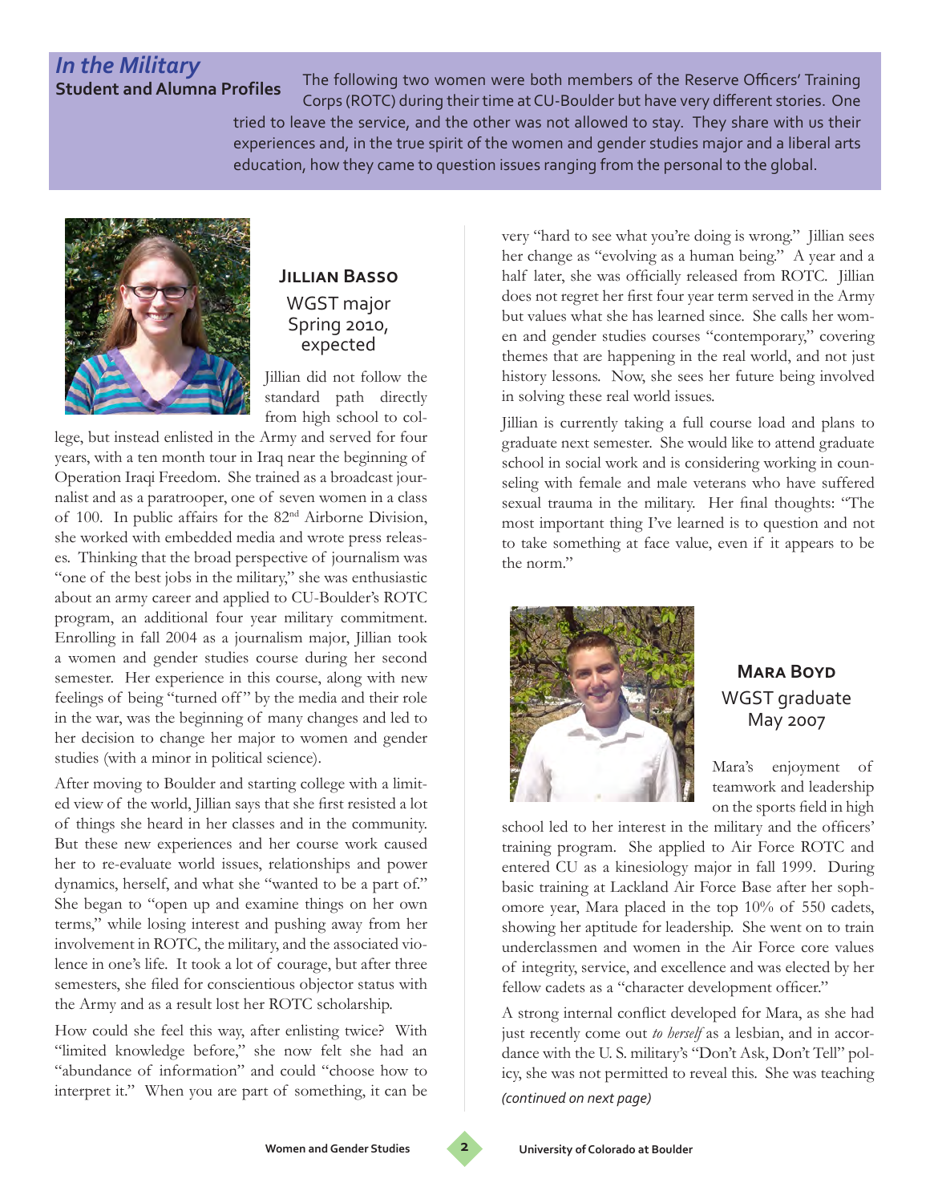## *In the Military*

**Student and Alumna Profiles**

The following two women were both members of the Reserve Officers' Training Corps (ROTC) during their time at CU-Boulder but have very different stories. One tried to leave the service, and the other was not allowed to stay. They share with us their experiences and, in the true spirit of the women and gender studies major and a liberal arts education, how they came to question issues ranging from the personal to the global.

### Jillian Basso

WGST major
Spring 2010, expected

Jillian did not follow the standard path directly from high school to college, but instead enlisted in the Army and served for four years, with a ten month tour in Iraq near the beginning of Operation Iraqi Freedom. She trained as a broadcast journalist and as a paratrooper, one of seven women in a class of 100. In public affairs for the 82nd Airborne Division, she worked with embedded media and wrote press releases. Thinking that the broad perspective of journalism was "one of the best jobs in the military," she was enthusiastic about an army career and applied to CU-Boulder's ROTC program, an additional four year military commitment. Enrolling in fall 2004 as a journalism major, Jillian took a women and gender studies course during her second semester. Her experience in this course, along with new feelings of being "turned off" by the media and their role in the war, was the beginning of many changes and led to her decision to change her major to women and gender studies (with a minor in political science).

After moving to Boulder and starting college with a limited view of the world, Jillian says that she first resisted a lot of things she heard in her classes and in the community. But these new experiences and her course work caused her to re-evaluate world issues, relationships and power dynamics, herself, and what she "wanted to be a part of." She began to "open up and examine things on her own terms," while losing interest and pushing away from her involvement in ROTC, the military, and the associated violence in one's life. It took a lot of courage, but after three semesters, she filed for conscientious objector status with the Army and as a result lost her ROTC scholarship.

How could she feel this way, after enlisting twice? With "limited knowledge before," she now felt she had an "abundance of information" and could "choose how to interpret it." When you are part of something, it can be very "hard to see what you're doing is wrong." Jillian sees her change as "evolving as a human being." A year and a half later, she was officially released from ROTC. Jillian does not regret her first four year term served in the Army but values what she has learned since. She calls her women and gender studies courses "contemporary," covering themes that are happening in the real world, and not just history lessons. Now, she sees her future being involved in solving these real world issues.

Jillian is currently taking a full course load and plans to graduate next semester. She would like to attend graduate school in social work and is considering working in counseling with female and male veterans who have suffered sexual trauma in the military. Her final thoughts: "The most important thing I've learned is to question and not to take something at face value, even if it appears to be the norm."

### Mara Boyd

WGST graduate
May 2007

Mara's enjoyment of teamwork and leadership on the sports field in high school led to her interest in the military and the officers' training program. She applied to Air Force ROTC and entered CU as a kinesiology major in fall 1999. During basic training at Lackland Air Force Base after her sophomore year, Mara placed in the top 10% of 550 cadets, showing her aptitude for leadership. She went on to train underclassmen and women in the Air Force core values of integrity, service, and excellence and was elected by her fellow cadets as a "character development officer."

A strong internal conflict developed for Mara, as she had just recently come out *to herself* as a lesbian, and in accordance with the U. S. military's "Don't Ask, Don't Tell" policy, she was not permitted to reveal this. She was teaching

*(continued on next page)*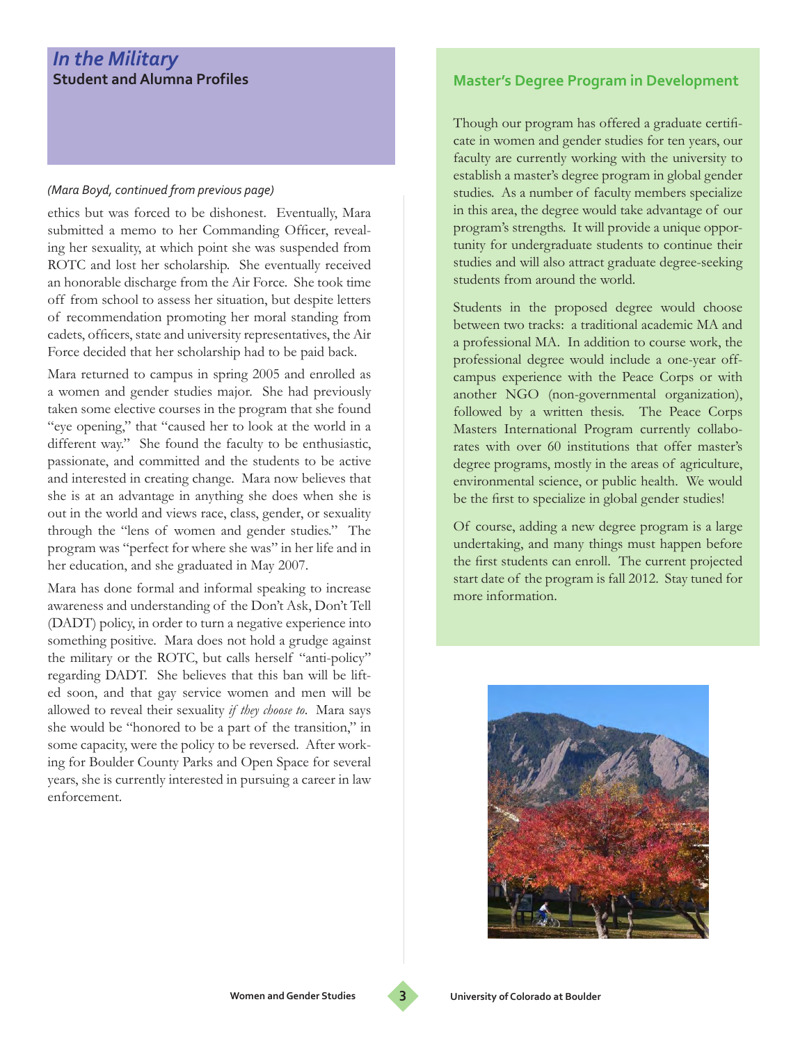## *In the Military*

### Student and Alumna Profiles

*(Mara Boyd, continued from previous page)*

ethics but was forced to be dishonest. Eventually, Mara submitted a memo to her Commanding Officer, revealing her sexuality, at which point she was suspended from ROTC and lost her scholarship. She eventually received an honorable discharge from the Air Force. She took time off from school to assess her situation, but despite letters of recommendation promoting her moral standing from cadets, officers, state and university representatives, the Air Force decided that her scholarship had to be paid back.

Mara returned to campus in spring 2005 and enrolled as a women and gender studies major. She had previously taken some elective courses in the program that she found "eye opening," that "caused her to look at the world in a different way." She found the faculty to be enthusiastic, passionate, and committed and the students to be active and interested in creating change. Mara now believes that she is at an advantage in anything she does when she is out in the world and views race, class, gender, or sexuality through the "lens of women and gender studies." The program was "perfect for where she was" in her life and in her education, and she graduated in May 2007.

Mara has done formal and informal speaking to increase awareness and understanding of the Don't Ask, Don't Tell (DADT) policy, in order to turn a negative experience into something positive. Mara does not hold a grudge against the military or the ROTC, but calls herself "anti-policy" regarding DADT. She believes that this ban will be lifted soon, and that gay service women and men will be allowed to reveal their sexuality *if they choose to*. Mara says she would be "honored to be a part of the transition," in some capacity, were the policy to be reversed. After working for Boulder County Parks and Open Space for several years, she is currently interested in pursuing a career in law enforcement.

### Master's Degree Program in Development

Though our program has offered a graduate certificate in women and gender studies for ten years, our faculty are currently working with the university to establish a master's degree program in global gender studies. As a number of faculty members specialize in this area, the degree would take advantage of our program's strengths. It will provide a unique opportunity for undergraduate students to continue their studies and will also attract graduate degree-seeking students from around the world.

Students in the proposed degree would choose between two tracks: a traditional academic MA and a professional MA. In addition to course work, the professional degree would include a one-year off-campus experience with the Peace Corps or with another NGO (non-governmental organization), followed by a written thesis. The Peace Corps Masters International Program currently collaborates with over 60 institutions that offer master's degree programs, mostly in the areas of agriculture, environmental science, or public health. We would be the first to specialize in global gender studies!

Of course, adding a new degree program is a large undertaking, and many things must happen before the first students can enroll. The current projected start date of the program is fall 2012. Stay tuned for more information.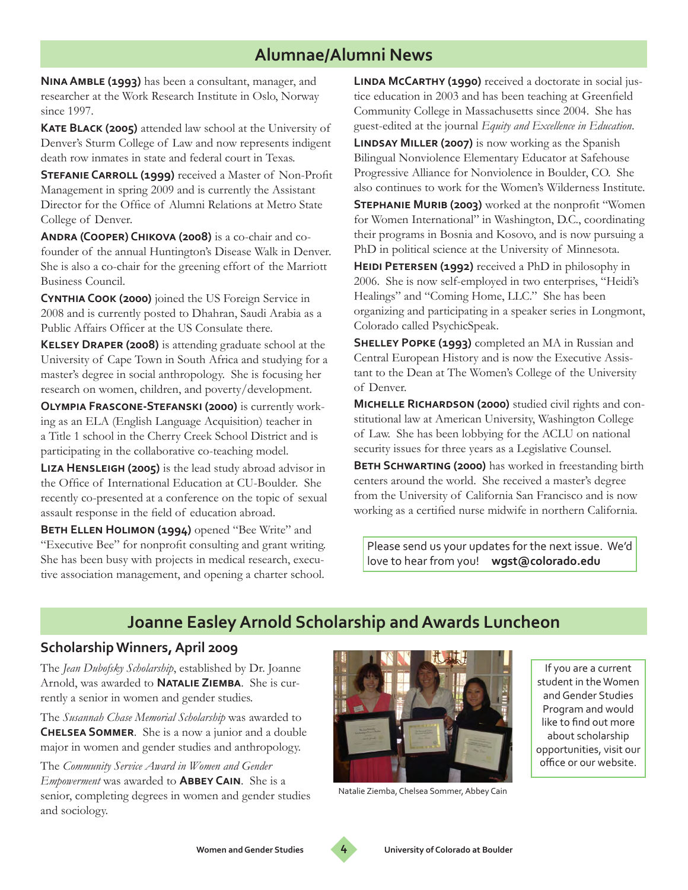## Alumnae/Alumni News

**Nina Amble (1993)** has been a consultant, manager, and researcher at the Work Research Institute in Oslo, Norway since 1997.

**Kate Black (2005)** attended law school at the University of Denver's Sturm College of Law and now represents indigent death row inmates in state and federal court in Texas.

**Stefanie Carroll (1999)** received a Master of Non-Profit Management in spring 2009 and is currently the Assistant Director for the Office of Alumni Relations at Metro State College of Denver.

**Andra (Cooper) Chikova (2008)** is a co-chair and co-founder of the annual Huntington's Disease Walk in Denver. She is also a co-chair for the greening effort of the Marriott Business Council.

**Cynthia Cook (2000)** joined the US Foreign Service in 2008 and is currently posted to Dhahran, Saudi Arabia as a Public Affairs Officer at the US Consulate there.

**Kelsey Draper (2008)** is attending graduate school at the University of Cape Town in South Africa and studying for a master's degree in social anthropology. She is focusing her research on women, children, and poverty/development.

**Olympia Frascone-Stefanski (2000)** is currently working as an ELA (English Language Acquisition) teacher in a Title 1 school in the Cherry Creek School District and is participating in the collaborative co-teaching model.

**Liza Hensleigh (2005)** is the lead study abroad advisor in the Office of International Education at CU-Boulder. She recently co-presented at a conference on the topic of sexual assault response in the field of education abroad.

**Beth Ellen Holimon (1994)** opened "Bee Write" and "Executive Bee" for nonprofit consulting and grant writing. She has been busy with projects in medical research, executive association management, and opening a charter school.

**Linda McCarthy (1990)** received a doctorate in social justice education in 2003 and has been teaching at Greenfield Community College in Massachusetts since 2004. She has guest-edited at the journal *Equity and Excellence in Education*.

**Lindsay Miller (2007)** is now working as the Spanish Bilingual Nonviolence Elementary Educator at Safehouse Progressive Alliance for Nonviolence in Boulder, CO. She also continues to work for the Women's Wilderness Institute.

**Stephanie Murib (2003)** worked at the nonprofit "Women for Women International" in Washington, D.C., coordinating their programs in Bosnia and Kosovo, and is now pursuing a PhD in political science at the University of Minnesota.

**Heidi Petersen (1992)** received a PhD in philosophy in 2006. She is now self-employed in two enterprises, "Heidi's Healings" and "Coming Home, LLC." She has been organizing and participating in a speaker series in Longmont, Colorado called PsychicSpeak.

**Shelley Popke (1993)** completed an MA in Russian and Central European History and is now the Executive Assistant to the Dean at The Women's College of the University of Denver.

**Michelle Richardson (2000)** studied civil rights and constitutional law at American University, Washington College of Law. She has been lobbying for the ACLU on national security issues for three years as a Legislative Counsel.

**Beth Schwarting (2000)** has worked in freestanding birth centers around the world. She received a master's degree from the University of California San Francisco and is now working as a certified nurse midwife in northern California.

Please send us your updates for the next issue. We'd love to hear from you! **wgst@colorado.edu**

## Joanne Easley Arnold Scholarship and Awards Luncheon

### Scholarship Winners, April 2009

The *Jean Dubofsky Scholarship*, established by Dr. Joanne Arnold, was awarded to **Natalie Ziemba**. She is currently a senior in women and gender studies.

The *Susannah Chase Memorial Scholarship* was awarded to **Chelsea Sommer**. She is a now a junior and a double major in women and gender studies and anthropology.

The *Community Service Award in Women and Gender Empowerment* was awarded to **Abbey Cain**. She is a senior, completing degrees in women and gender studies and sociology.

Natalie Ziemba, Chelsea Sommer, Abbey Cain

If you are a current student in the Women and Gender Studies Program and would like to find out more about scholarship opportunities, visit our office or our website.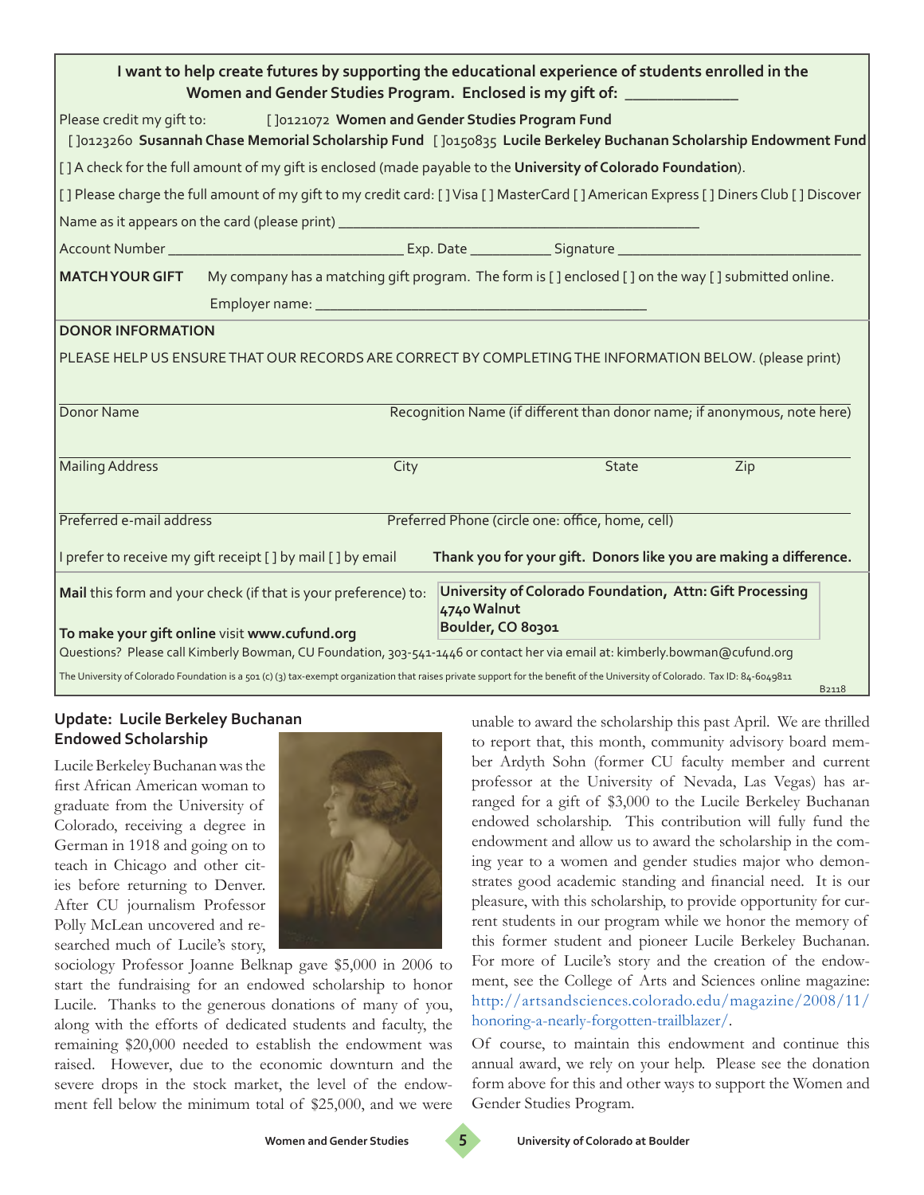**I want to help create futures by supporting the educational experience of students enrolled in the Women and Gender Studies Program. Enclosed is my gift of: ____________**

Please credit my gift to: [ ]0121072 **Women and Gender Studies Program Fund**

[ ]0123260 **Susannah Chase Memorial Scholarship Fund** [ ]0150835 **Lucile Berkeley Buchanan Scholarship Endowment Fund**

[ ] A check for the full amount of my gift is enclosed (made payable to the **University of Colorado Foundation**).

[ ] Please charge the full amount of my gift to my credit card: [ ] Visa [ ] MasterCard [ ] American Express [ ] Diners Club [ ] Discover

Name as it appears on the card (please print) ________________________________________

Account Number ____________________________ Exp. Date __________ Signature ____________________________

**MATCH YOUR GIFT** My company has a matching gift program. The form is [ ] enclosed [ ] on the way [ ] submitted online.

Employer name: ________________________________________

**DONOR INFORMATION**

PLEASE HELP US ENSURE THAT OUR RECORDS ARE CORRECT BY COMPLETING THE INFORMATION BELOW. (please print)

Donor Name ____________________ Recognition Name (if different than donor name; if anonymous, note here) ____________________

Mailing Address ____________________ City ____________ State ________ Zip ________

Preferred e-mail address ____________________ Preferred Phone (circle one: office, home, cell) ____________________

I prefer to receive my gift receipt [ ] by mail [ ] by email **Thank you for your gift. Donors like you are making a difference.**

**Mail** this form and your check (if that is your preference) to:

**University of Colorado Foundation, Attn: Gift Processing**
**4740 Walnut**
**Boulder, CO 80301**

**To make your gift online** visit **www.cufund.org**

Questions? Please call Kimberly Bowman, CU Foundation, 303-541-1446 or contact her via email at: kimberly.bowman@cufund.org

The University of Colorado Foundation is a 501 (c) (3) tax-exempt organization that raises private support for the benefit of the University of Colorado. Tax ID: 84-6049811

B2118

## Update: Lucile Berkeley Buchanan Endowed Scholarship

Lucile Berkeley Buchanan was the first African American woman to graduate from the University of Colorado, receiving a degree in German in 1918 and going on to teach in Chicago and other cities before returning to Denver. After CU journalism Professor Polly McLean uncovered and researched much of Lucile's story, sociology Professor Joanne Belknap gave $5,000 in 2006 to start the fundraising for an endowed scholarship to honor Lucile. Thanks to the generous donations of many of you, along with the efforts of dedicated students and faculty, the remaining $20,000 needed to establish the endowment was raised. However, due to the economic downturn and the severe drops in the stock market, the level of the endowment fell below the minimum total of $25,000, and we were unable to award the scholarship this past April. We are thrilled to report that, this month, community advisory board member Ardyth Sohn (former CU faculty member and current professor at the University of Nevada, Las Vegas) has arranged for a gift of $3,000 to the Lucile Berkeley Buchanan endowed scholarship. This contribution will fully fund the endowment and allow us to award the scholarship in the coming year to a women and gender studies major who demonstrates good academic standing and financial need. It is our pleasure, with this scholarship, to provide opportunity for current students in our program while we honor the memory of this former student and pioneer Lucile Berkeley Buchanan. For more of Lucile's story and the creation of the endowment, see the College of Arts and Sciences online magazine: http://artsandsciences.colorado.edu/magazine/2008/11/honoring-a-nearly-forgotten-trailblazer/.

Of course, to maintain this endowment and continue this annual award, we rely on your help. Please see the donation form above for this and other ways to support the Women and Gender Studies Program.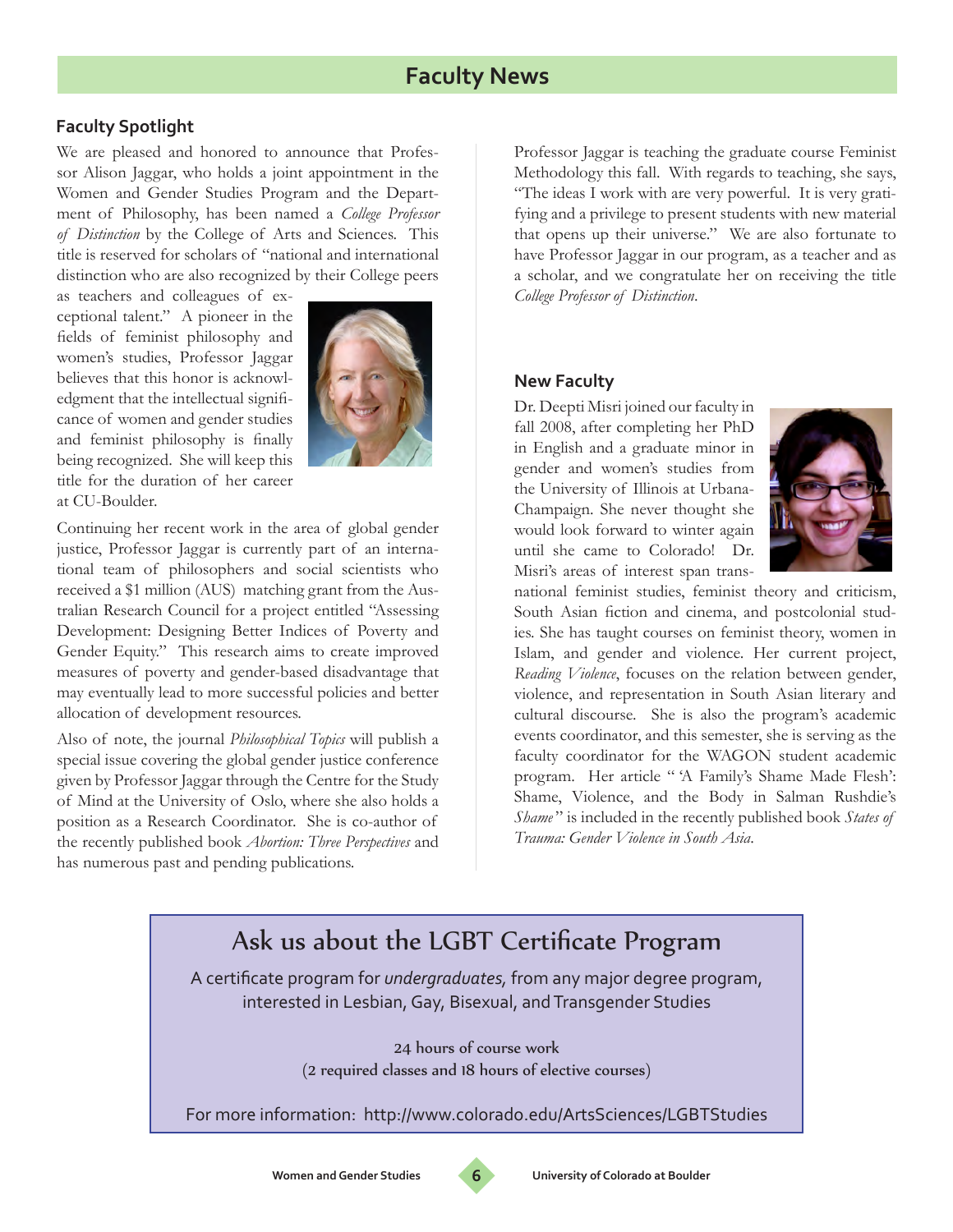# Faculty News

## Faculty Spotlight

We are pleased and honored to announce that Professor Alison Jaggar, who holds a joint appointment in the Women and Gender Studies Program and the Department of Philosophy, has been named a *College Professor of Distinction* by the College of Arts and Sciences. This title is reserved for scholars of "national and international distinction who are also recognized by their College peers as teachers and colleagues of exceptional talent." A pioneer in the fields of feminist philosophy and women's studies, Professor Jaggar believes that this honor is acknowledgment that the intellectual significance of women and gender studies and feminist philosophy is finally being recognized. She will keep this title for the duration of her career at CU-Boulder.

Continuing her recent work in the area of global gender justice, Professor Jaggar is currently part of an international team of philosophers and social scientists who received a $1 million (AUS) matching grant from the Australian Research Council for a project entitled "Assessing Development: Designing Better Indices of Poverty and Gender Equity." This research aims to create improved measures of poverty and gender-based disadvantage that may eventually lead to more successful policies and better allocation of development resources.

Also of note, the journal *Philosophical Topics* will publish a special issue covering the global gender justice conference given by Professor Jaggar through the Centre for the Study of Mind at the University of Oslo, where she also holds a position as a Research Coordinator. She is co-author of the recently published book *Abortion: Three Perspectives* and has numerous past and pending publications.

Professor Jaggar is teaching the graduate course Feminist Methodology this fall. With regards to teaching, she says, "The ideas I work with are very powerful. It is very gratifying and a privilege to present students with new material that opens up their universe." We are also fortunate to have Professor Jaggar in our program, as a teacher and as a scholar, and we congratulate her on receiving the title *College Professor of Distinction*.

## New Faculty

Dr. Deepti Misri joined our faculty in fall 2008, after completing her PhD in English and a graduate minor in gender and women's studies from the University of Illinois at Urbana-Champaign. She never thought she would look forward to winter again until she came to Colorado! Dr. Misri's areas of interest span transnational feminist studies, feminist theory and criticism, South Asian fiction and cinema, and postcolonial studies. She has taught courses on feminist theory, women in Islam, and gender and violence. Her current project, *Reading Violence*, focuses on the relation between gender, violence, and representation in South Asian literary and cultural discourse. She is also the program's academic events coordinator, and this semester, she is serving as the faculty coordinator for the WAGON student academic program. Her article " 'A Family's Shame Made Flesh': Shame, Violence, and the Body in Salman Rushdie's *Shame*" is included in the recently published book *States of Trauma: Gender Violence in South Asia*.

## Ask us about the LGBT Certificate Program

A certificate program for *undergraduates,* from any major degree program, interested in Lesbian, Gay, Bisexual, and Transgender Studies

24 hours of course work
(2 required classes and 18 hours of elective courses)

For more information: http://www.colorado.edu/ArtsSciences/LGBTStudies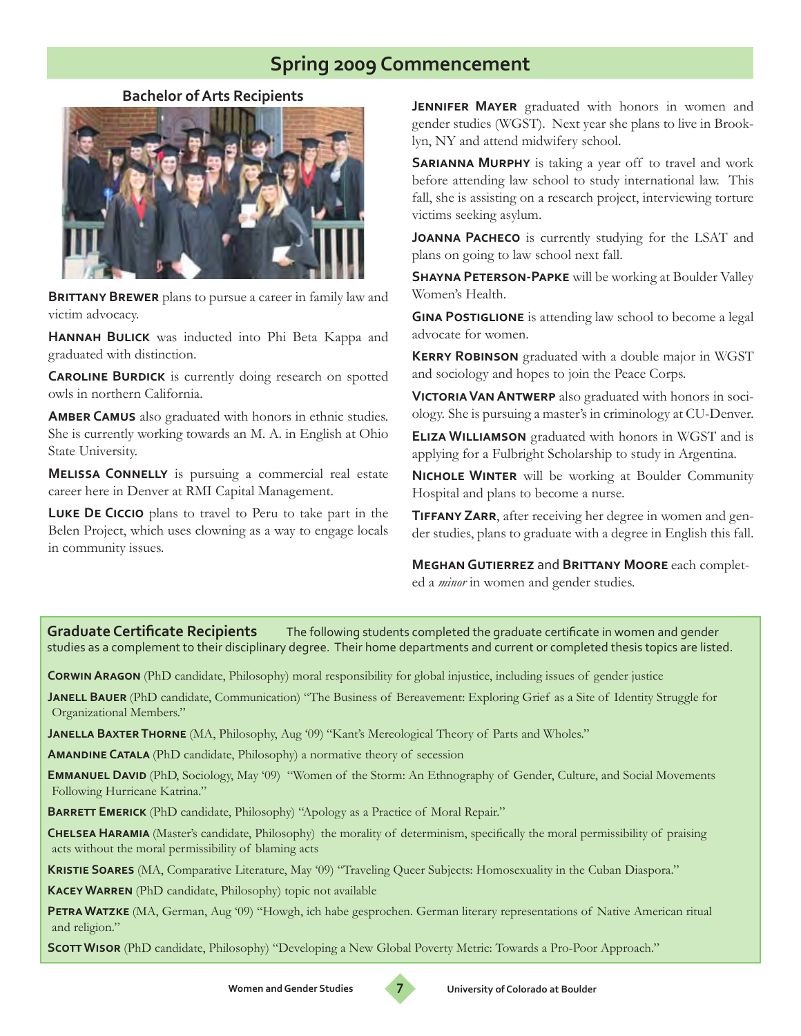## Spring 2009 Commencement

### Bachelor of Arts Recipients

**Brittany Brewer** plans to pursue a career in family law and victim advocacy.

**Hannah Bulick** was inducted into Phi Beta Kappa and graduated with distinction.

**Caroline Burdick** is currently doing research on spotted owls in northern California.

**Amber Camus** also graduated with honors in ethnic studies. She is currently working towards an M. A. in English at Ohio State University.

**Melissa Connelly** is pursuing a commercial real estate career here in Denver at RMI Capital Management.

**Luke De Ciccio** plans to travel to Peru to take part in the Belen Project, which uses clowning as a way to engage locals in community issues.

**Jennifer Mayer** graduated with honors in women and gender studies (WGST). Next year she plans to live in Brooklyn, NY and attend midwifery school.

**Sarianna Murphy** is taking a year off to travel and work before attending law school to study international law. This fall, she is assisting on a research project, interviewing torture victims seeking asylum.

**Joanna Pacheco** is currently studying for the LSAT and plans on going to law school next fall.

**Shayna Peterson-Papke** will be working at Boulder Valley Women's Health.

**Gina Postiglione** is attending law school to become a legal advocate for women.

**Kerry Robinson** graduated with a double major in WGST and sociology and hopes to join the Peace Corps.

**Victoria Van Antwerp** also graduated with honors in sociology. She is pursuing a master's in criminology at CU-Denver.

**Eliza Williamson** graduated with honors in WGST and is applying for a Fulbright Scholarship to study in Argentina.

**Nichole Winter** will be working at Boulder Community Hospital and plans to become a nurse.

**Tiffany Zarr**, after receiving her degree in women and gender studies, plans to graduate with a degree in English this fall.

**Meghan Gutierrez** and **Brittany Moore** each completed a *minor* in women and gender studies.

### Graduate Certificate Recipients

The following students completed the graduate certificate in women and gender studies as a complement to their disciplinary degree. Their home departments and current or completed thesis topics are listed.

**Corwin Aragon** (PhD candidate, Philosophy) moral responsibility for global injustice, including issues of gender justice

**Janell Bauer** (PhD candidate, Communication) "The Business of Bereavement: Exploring Grief as a Site of Identity Struggle for Organizational Members."

**Janella Baxter Thorne** (MA, Philosophy, Aug '09) "Kant's Mereological Theory of Parts and Wholes."

**Amandine Catala** (PhD candidate, Philosophy) a normative theory of secession

**Emmanuel David** (PhD, Sociology, May '09) "Women of the Storm: An Ethnography of Gender, Culture, and Social Movements Following Hurricane Katrina."

**Barrett Emerick** (PhD candidate, Philosophy) "Apology as a Practice of Moral Repair."

**Chelsea Haramia** (Master's candidate, Philosophy) the morality of determinism, specifically the moral permissibility of praising acts without the moral permissibility of blaming acts

**Kristie Soares** (MA, Comparative Literature, May '09) "Traveling Queer Subjects: Homosexuality in the Cuban Diaspora."

**Kacey Warren** (PhD candidate, Philosophy) topic not available

**Petra Watzke** (MA, German, Aug '09) "Howgh, ich habe gesprochen. German literary representations of Native American ritual and religion."

**Scott Wisor** (PhD candidate, Philosophy) "Developing a New Global Poverty Metric: Towards a Pro-Poor Approach."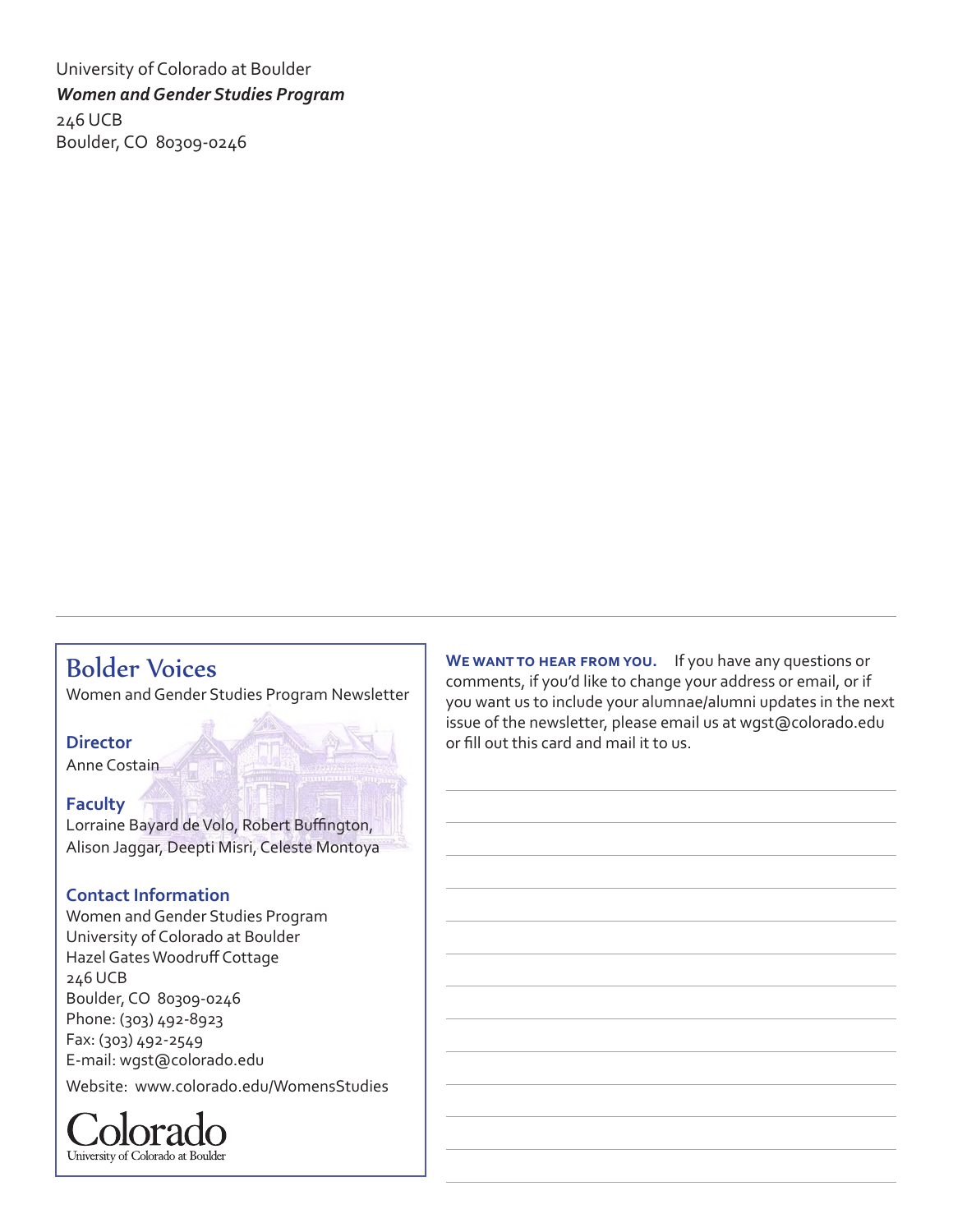University of Colorado at Boulder
*Women and Gender Studies Program*
246 UCB
Boulder, CO 80309-0246

## Bolder Voices

Women and Gender Studies Program Newsletter

**Director**
Anne Costain

**Faculty**
Lorraine Bayard de Volo, Robert Buffington, Alison Jaggar, Deepti Misri, Celeste Montoya

**Contact Information**
Women and Gender Studies Program
University of Colorado at Boulder
Hazel Gates Woodruff Cottage
246 UCB
Boulder, CO 80309-0246
Phone: (303) 492-8923
Fax: (303) 492-2549
E-mail: wgst@colorado.edu

Website: www.colorado.edu/WomensStudies

Colorado
University of Colorado at Boulder

**We want to hear from you.** If you have any questions or comments, if you'd like to change your address or email, or if you want us to include your alumnae/alumni updates in the next issue of the newsletter, please email us at wgst@colorado.edu or fill out this card and mail it to us.